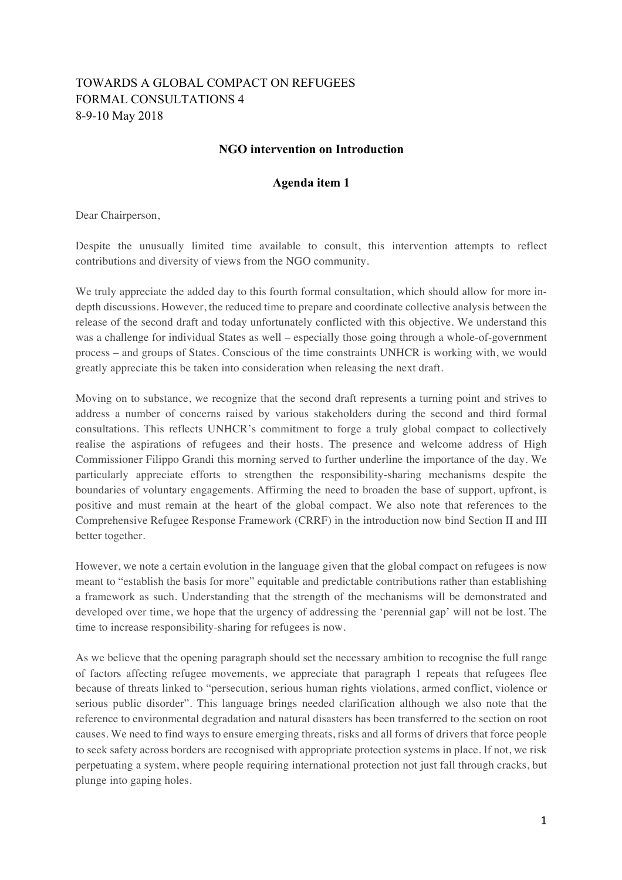TOWARDS A GLOBAL COMPACT ON REFUGEES
FORMAL CONSULTATIONS 4
8-9-10 May 2018

**NGO intervention on Introduction**

**Agenda item 1**

Dear Chairperson,

Despite the unusually limited time available to consult, this intervention attempts to reflect contributions and diversity of views from the NGO community.

We truly appreciate the added day to this fourth formal consultation, which should allow for more in-depth discussions. However, the reduced time to prepare and coordinate collective analysis between the release of the second draft and today unfortunately conflicted with this objective. We understand this was a challenge for individual States as well – especially those going through a whole-of-government process – and groups of States. Conscious of the time constraints UNHCR is working with, we would greatly appreciate this be taken into consideration when releasing the next draft.

Moving on to substance, we recognize that the second draft represents a turning point and strives to address a number of concerns raised by various stakeholders during the second and third formal consultations. This reflects UNHCR's commitment to forge a truly global compact to collectively realise the aspirations of refugees and their hosts. The presence and welcome address of High Commissioner Filippo Grandi this morning served to further underline the importance of the day. We particularly appreciate efforts to strengthen the responsibility-sharing mechanisms despite the boundaries of voluntary engagements. Affirming the need to broaden the base of support, upfront, is positive and must remain at the heart of the global compact. We also note that references to the Comprehensive Refugee Response Framework (CRRF) in the introduction now bind Section II and III better together.

However, we note a certain evolution in the language given that the global compact on refugees is now meant to "establish the basis for more" equitable and predictable contributions rather than establishing a framework as such. Understanding that the strength of the mechanisms will be demonstrated and developed over time, we hope that the urgency of addressing the 'perennial gap' will not be lost. The time to increase responsibility-sharing for refugees is now.

As we believe that the opening paragraph should set the necessary ambition to recognise the full range of factors affecting refugee movements, we appreciate that paragraph 1 repeats that refugees flee because of threats linked to "persecution, serious human rights violations, armed conflict, violence or serious public disorder". This language brings needed clarification although we also note that the reference to environmental degradation and natural disasters has been transferred to the section on root causes. We need to find ways to ensure emerging threats, risks and all forms of drivers that force people to seek safety across borders are recognised with appropriate protection systems in place. If not, we risk perpetuating a system, where people requiring international protection not just fall through cracks, but plunge into gaping holes.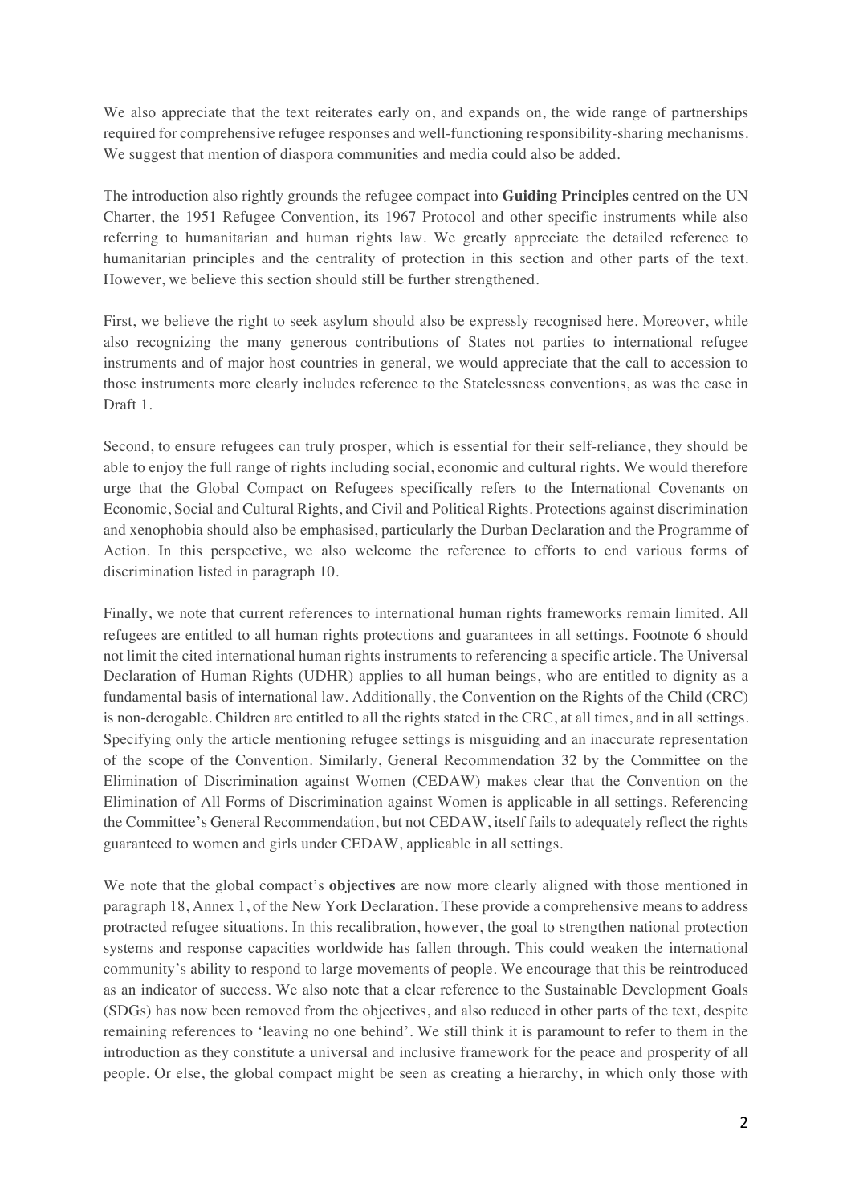We also appreciate that the text reiterates early on, and expands on, the wide range of partnerships required for comprehensive refugee responses and well-functioning responsibility-sharing mechanisms. We suggest that mention of diaspora communities and media could also be added.

The introduction also rightly grounds the refugee compact into **Guiding Principles** centred on the UN Charter, the 1951 Refugee Convention, its 1967 Protocol and other specific instruments while also referring to humanitarian and human rights law. We greatly appreciate the detailed reference to humanitarian principles and the centrality of protection in this section and other parts of the text. However, we believe this section should still be further strengthened.

First, we believe the right to seek asylum should also be expressly recognised here. Moreover, while also recognizing the many generous contributions of States not parties to international refugee instruments and of major host countries in general, we would appreciate that the call to accession to those instruments more clearly includes reference to the Statelessness conventions, as was the case in Draft 1.

Second, to ensure refugees can truly prosper, which is essential for their self-reliance, they should be able to enjoy the full range of rights including social, economic and cultural rights. We would therefore urge that the Global Compact on Refugees specifically refers to the International Covenants on Economic, Social and Cultural Rights, and Civil and Political Rights. Protections against discrimination and xenophobia should also be emphasised, particularly the Durban Declaration and the Programme of Action. In this perspective, we also welcome the reference to efforts to end various forms of discrimination listed in paragraph 10.

Finally, we note that current references to international human rights frameworks remain limited. All refugees are entitled to all human rights protections and guarantees in all settings. Footnote 6 should not limit the cited international human rights instruments to referencing a specific article. The Universal Declaration of Human Rights (UDHR) applies to all human beings, who are entitled to dignity as a fundamental basis of international law. Additionally, the Convention on the Rights of the Child (CRC) is non-derogable. Children are entitled to all the rights stated in the CRC, at all times, and in all settings. Specifying only the article mentioning refugee settings is misguiding and an inaccurate representation of the scope of the Convention. Similarly, General Recommendation 32 by the Committee on the Elimination of Discrimination against Women (CEDAW) makes clear that the Convention on the Elimination of All Forms of Discrimination against Women is applicable in all settings. Referencing the Committee's General Recommendation, but not CEDAW, itself fails to adequately reflect the rights guaranteed to women and girls under CEDAW, applicable in all settings.

We note that the global compact's **objectives** are now more clearly aligned with those mentioned in paragraph 18, Annex 1, of the New York Declaration. These provide a comprehensive means to address protracted refugee situations. In this recalibration, however, the goal to strengthen national protection systems and response capacities worldwide has fallen through. This could weaken the international community's ability to respond to large movements of people. We encourage that this be reintroduced as an indicator of success. We also note that a clear reference to the Sustainable Development Goals (SDGs) has now been removed from the objectives, and also reduced in other parts of the text, despite remaining references to 'leaving no one behind'. We still think it is paramount to refer to them in the introduction as they constitute a universal and inclusive framework for the peace and prosperity of all people. Or else, the global compact might be seen as creating a hierarchy, in which only those with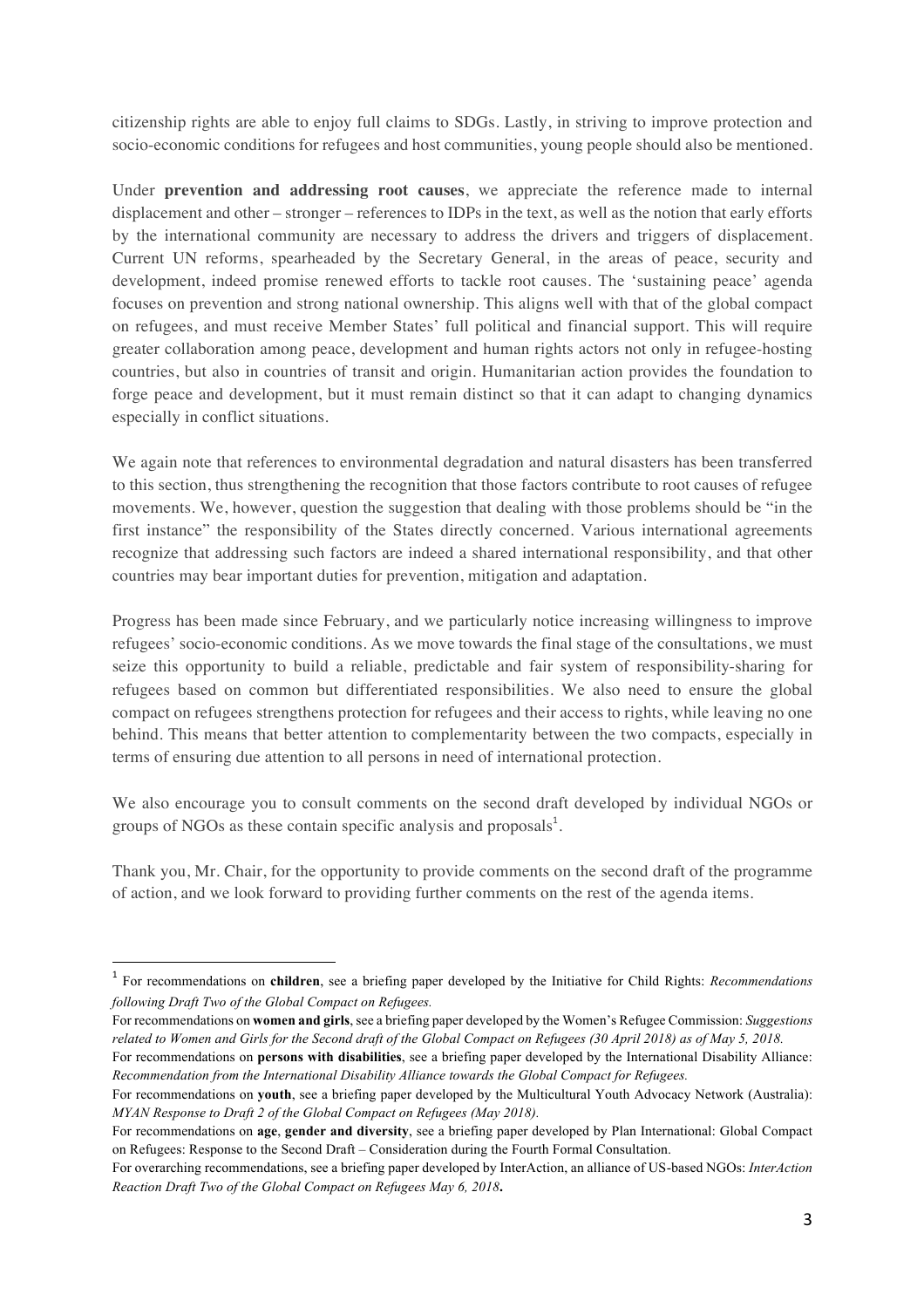citizenship rights are able to enjoy full claims to SDGs. Lastly, in striving to improve protection and socio-economic conditions for refugees and host communities, young people should also be mentioned.

Under **prevention and addressing root causes**, we appreciate the reference made to internal displacement and other – stronger – references to IDPs in the text, as well as the notion that early efforts by the international community are necessary to address the drivers and triggers of displacement. Current UN reforms, spearheaded by the Secretary General, in the areas of peace, security and development, indeed promise renewed efforts to tackle root causes. The 'sustaining peace' agenda focuses on prevention and strong national ownership. This aligns well with that of the global compact on refugees, and must receive Member States' full political and financial support. This will require greater collaboration among peace, development and human rights actors not only in refugee-hosting countries, but also in countries of transit and origin. Humanitarian action provides the foundation to forge peace and development, but it must remain distinct so that it can adapt to changing dynamics especially in conflict situations.

We again note that references to environmental degradation and natural disasters has been transferred to this section, thus strengthening the recognition that those factors contribute to root causes of refugee movements. We, however, question the suggestion that dealing with those problems should be "in the first instance" the responsibility of the States directly concerned. Various international agreements recognize that addressing such factors are indeed a shared international responsibility, and that other countries may bear important duties for prevention, mitigation and adaptation.

Progress has been made since February, and we particularly notice increasing willingness to improve refugees' socio-economic conditions. As we move towards the final stage of the consultations, we must seize this opportunity to build a reliable, predictable and fair system of responsibility-sharing for refugees based on common but differentiated responsibilities. We also need to ensure the global compact on refugees strengthens protection for refugees and their access to rights, while leaving no one behind. This means that better attention to complementarity between the two compacts, especially in terms of ensuring due attention to all persons in need of international protection.

We also encourage you to consult comments on the second draft developed by individual NGOs or groups of NGOs as these contain specific analysis and proposals[1].

Thank you, Mr. Chair, for the opportunity to provide comments on the second draft of the programme of action, and we look forward to providing further comments on the rest of the agenda items.

---

[1] For recommendations on **children**, see a briefing paper developed by the Initiative for Child Rights: *Recommendations following Draft Two of the Global Compact on Refugees.*

For recommendations on **women and girls**, see a briefing paper developed by the Women's Refugee Commission: *Suggestions related to Women and Girls for the Second draft of the Global Compact on Refugees (30 April 2018) as of May 5, 2018.*

For recommendations on **persons with disabilities**, see a briefing paper developed by the International Disability Alliance: *Recommendation from the International Disability Alliance towards the Global Compact for Refugees.*

For recommendations on **youth**, see a briefing paper developed by the Multicultural Youth Advocacy Network (Australia): *MYAN Response to Draft 2 of the Global Compact on Refugees (May 2018).*

For recommendations on **age**, **gender and diversity**, see a briefing paper developed by Plan International: Global Compact on Refugees: Response to the Second Draft – Consideration during the Fourth Formal Consultation.

For overarching recommendations, see a briefing paper developed by InterAction, an alliance of US-based NGOs: *InterAction Reaction Draft Two of the Global Compact on Refugees May 6, 2018***.**